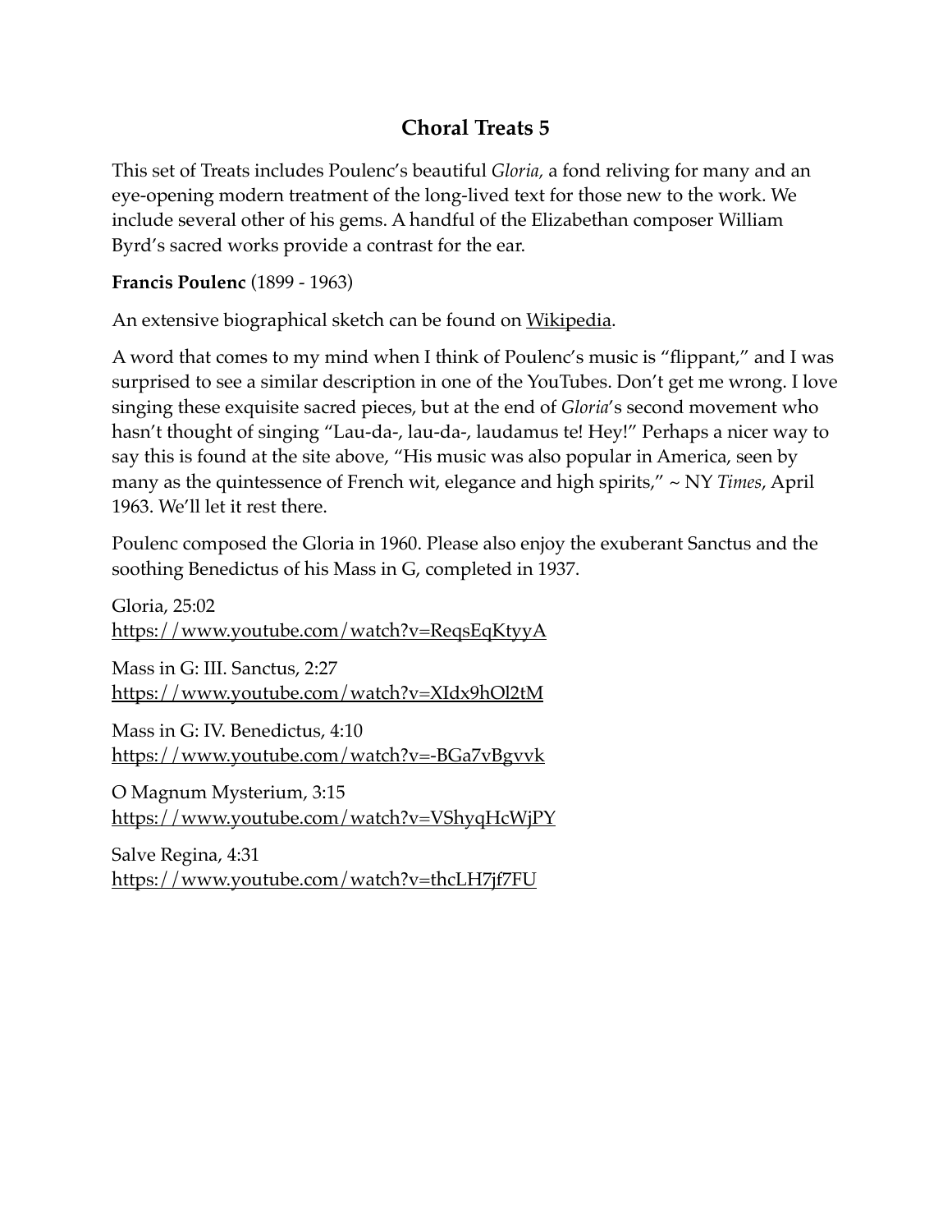# Choral Treats 5

This set of Treats includes Poulenc's beautiful *Gloria,* a fond reliving for many and an eye-opening modern treatment of the long-lived text for those new to the work. We include several other of his gems. A handful of the Elizabethan composer William Byrd's sacred works provide a contrast for the ear.

**Francis Poulenc** (1899 - 1963)

An extensive biographical sketch can be found on Wikipedia.

A word that comes to my mind when I think of Poulenc's music is "flippant," and I was surprised to see a similar description in one of the YouTubes. Don't get me wrong. I love singing these exquisite sacred pieces, but at the end of *Gloria*'s second movement who hasn't thought of singing "Lau-da-, lau-da-, laudamus te! Hey!" Perhaps a nicer way to say this is found at the site above, "His music was also popular in America, seen by many as the quintessence of French wit, elegance and high spirits," ~ NY *Times*, April 1963. We'll let it rest there.

Poulenc composed the Gloria in 1960. Please also enjoy the exuberant Sanctus and the soothing Benedictus of his Mass in G, completed in 1937.

Gloria, 25:02
https://www.youtube.com/watch?v=ReqsEqKtyyA

Mass in G: III. Sanctus, 2:27
https://www.youtube.com/watch?v=XIdx9hOl2tM

Mass in G: IV. Benedictus, 4:10
https://www.youtube.com/watch?v=-BGa7vBgvvk

O Magnum Mysterium, 3:15
https://www.youtube.com/watch?v=VShyqHcWjPY

Salve Regina, 4:31
https://www.youtube.com/watch?v=thcLH7jf7FU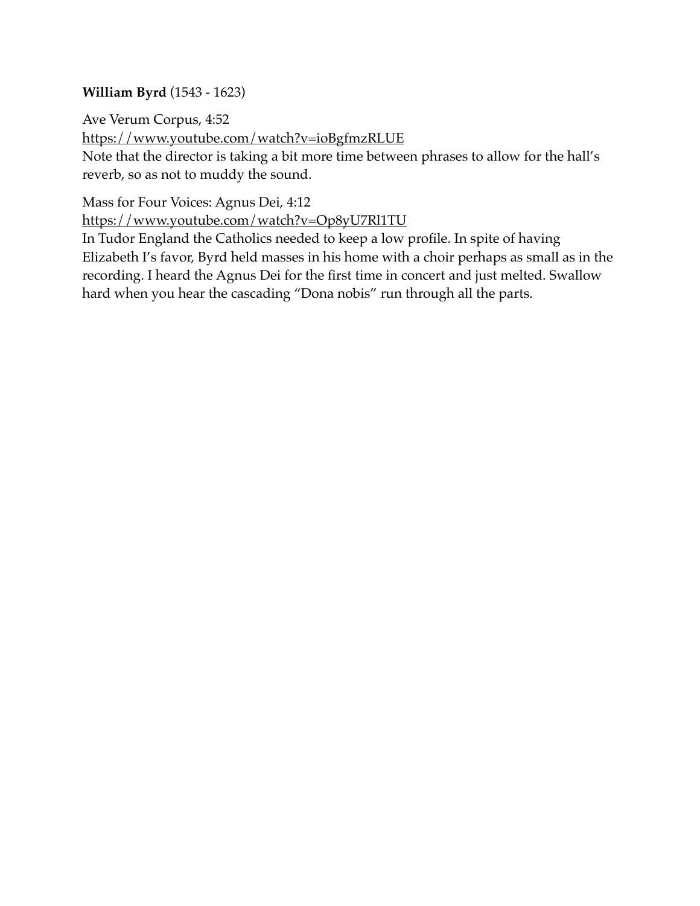**William Byrd** (1543 - 1623)

Ave Verum Corpus, 4:52
https://www.youtube.com/watch?v=ioBgfmzRLUE
Note that the director is taking a bit more time between phrases to allow for the hall's reverb, so as not to muddy the sound.

Mass for Four Voices: Agnus Dei, 4:12
https://www.youtube.com/watch?v=Op8yU7Rl1TU
In Tudor England the Catholics needed to keep a low profile. In spite of having Elizabeth I's favor, Byrd held masses in his home with a choir perhaps as small as in the recording. I heard the Agnus Dei for the first time in concert and just melted. Swallow hard when you hear the cascading "Dona nobis" run through all the parts.